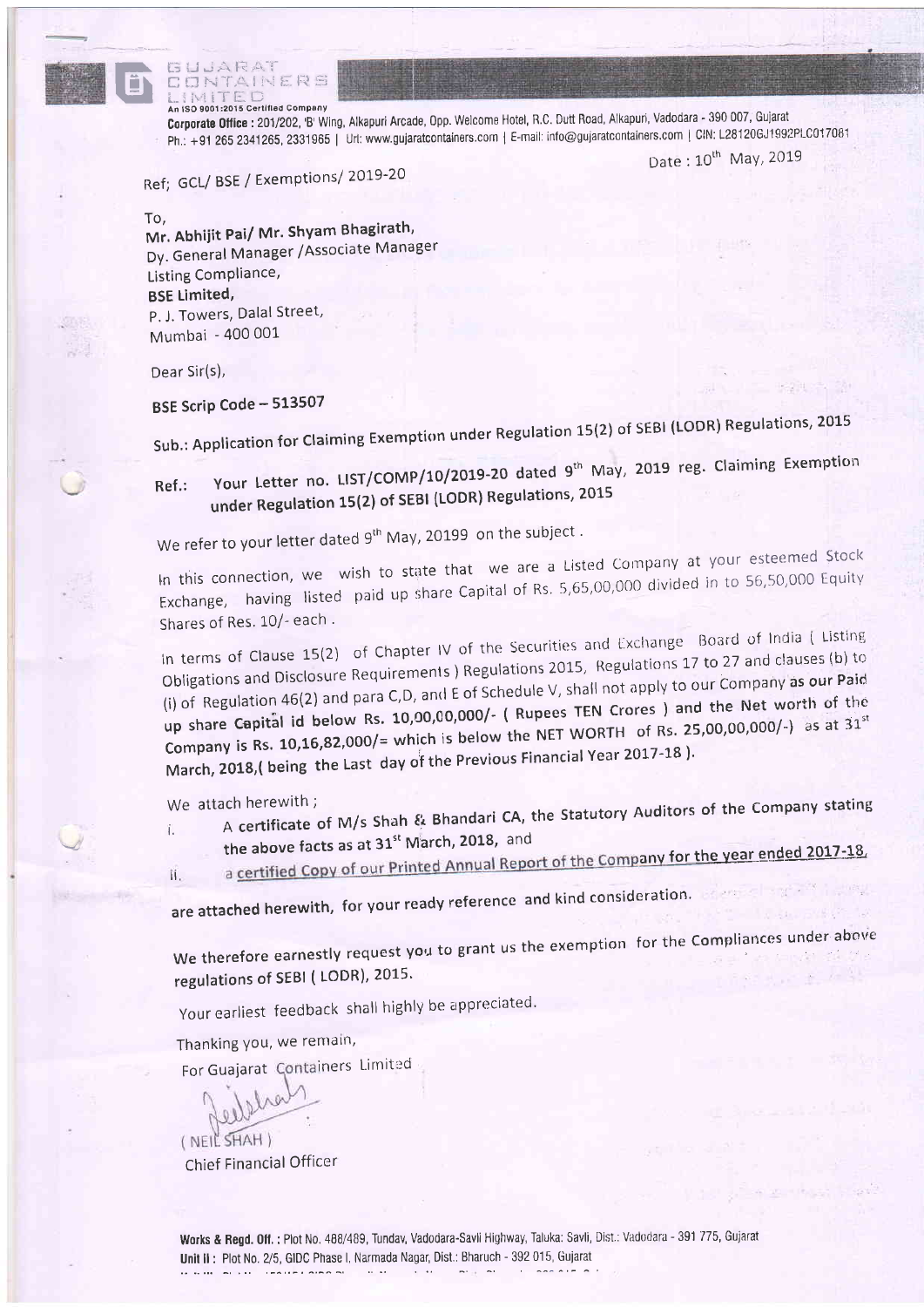GUJARAT CONTAINERS LIMITED

An ISO 9001:2015 Certified Company

**Corporate Office :** 201/202, 'B' Wing, Alkapuri Arcade, Opp. Welcome Hotel, R.C. Dutt Road, Alkapuri, Vadodara - 390 007, Gujarat
Ph.: +91 265 2341265, 2331965 | Url: www.gujaratcontainers.com | E-mail: info@gujaratcontainers.com | CIN: L28120GJ1992PLC017081

Date : 10th May, 2019

Ref; GCL/ BSE / Exemptions/ 2019-20

To,
**Mr. Abhijit Pai/ Mr. Shyam Bhagirath,**
Dy. General Manager /Associate Manager
Listing Compliance,
**BSE Limited,**
P. J. Towers, Dalal Street,
Mumbai - 400 001

Dear Sir(s),

**BSE Scrip Code – 513507**

**Sub.: Application for Claiming Exemption under Regulation 15(2) of SEBI (LODR) Regulations, 2015**

**Ref.: Your Letter no. LIST/COMP/10/2019-20 dated 9th May, 2019 reg. Claiming Exemption under Regulation 15(2) of SEBI (LODR) Regulations, 2015**

We refer to your letter dated 9th May, 20199 on the subject .

In this connection, we wish to state that we are a Listed Company at your esteemed Stock Exchange, having listed paid up share Capital of Rs. 5,65,00,000 divided in to 56,50,000 Equity Shares of Res. 10/- each .

In terms of Clause 15(2) of Chapter IV of the Securities and Exchange Board of India ( Listing Obligations and Disclosure Requirements ) Regulations 2015, Regulations 17 to 27 and clauses (b) to (i) of Regulation 46(2) and para C,D, and E of Schedule V, shall not apply to our Company **as our Paid up share Capital id below Rs. 10,00,00,000/- ( Rupees TEN Crores ) and the Net worth of the Company is Rs. 10,16,82,000/= which is below the NET WORTH of Rs. 25,00,00,000/-) as at 31st March, 2018,( being the Last day of the Previous Financial Year 2017-18 ).**

We attach herewith ;

i. **A certificate of M/s Shah & Bhandari CA, the Statutory Auditors of the Company stating the above facts as at 31st March, 2018,** and

ii. **a certified Copy of our Printed Annual Report of the Company for the year ended 2017-18,**

**are attached herewith, for your ready reference and kind consideration.**

We therefore earnestly request you to grant us the exemption for the Compliances under above regulations of SEBI ( LODR), 2015.

Your earliest feedback shall highly be appreciated.

Thanking you, we remain,

For Guajarat Containers Limited

( NEIL SHAH )
Chief Financial Officer

**Works & Regd. Off. :** Plot No. 488/489, Tundav, Vadodara-Savli Highway, Taluka: Savli, Dist.: Vadodara - 391 775, Gujarat
**Unit II :** Plot No. 2/5, GIDC Phase I, Narmada Nagar, Dist.: Bharuch - 392 015, Gujarat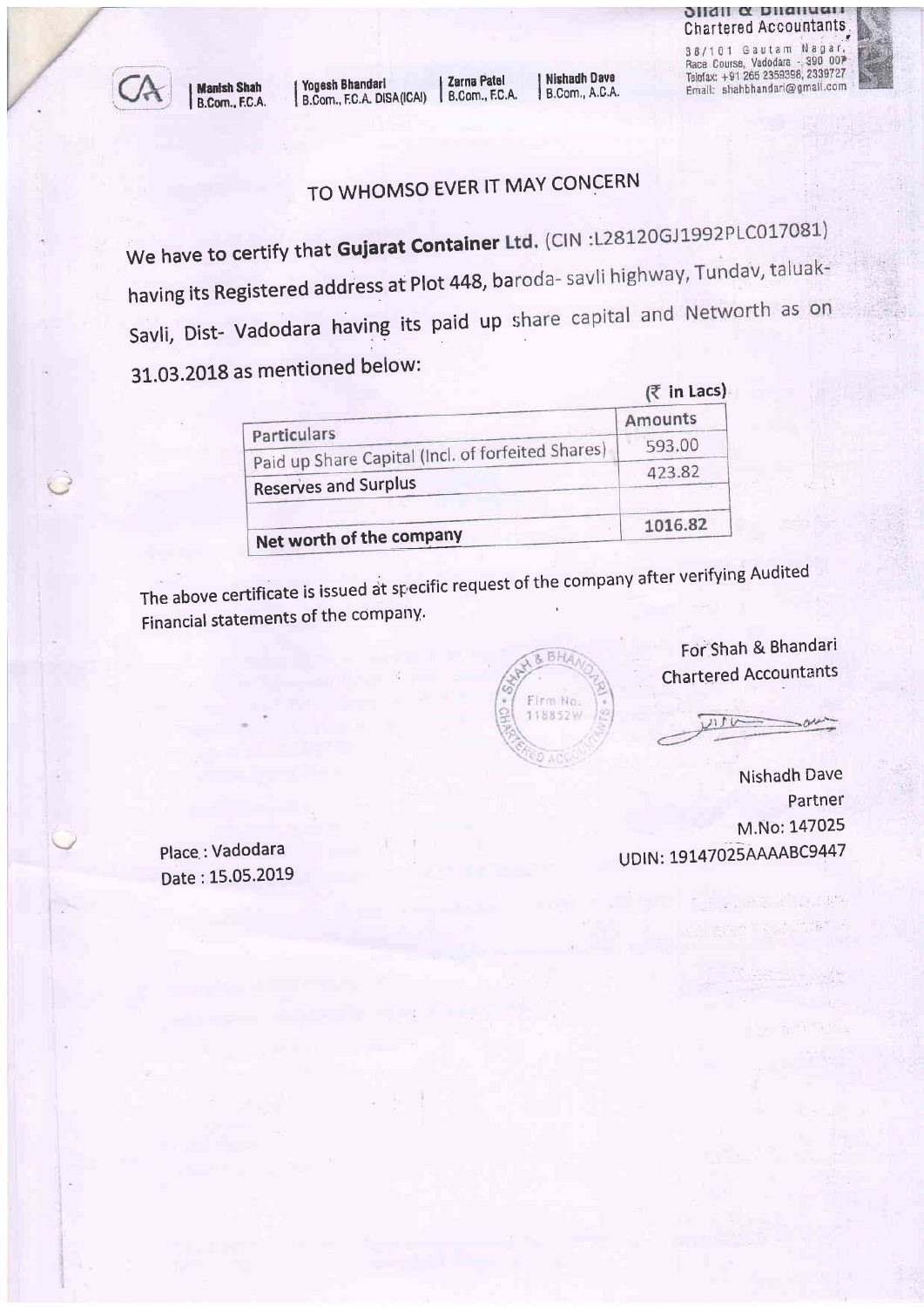Shah & Bhandari
Chartered Accountants
38/101 Gautam Nagar, Race Course, Vadodara - 390 007
Telefax: +91 265 2359398, 2339727
Email: shahbhandari@gmail.com

| Manish Shah B.Com., F.C.A. | Yogesh Bhandari B.Com., F.C.A. DISA(ICAI) | Zarna Patel B.Com., F.C.A. | Nishadh Dave B.Com., A.C.A.

## TO WHOMSO EVER IT MAY CONCERN

We have to certify that **Gujarat Container Ltd.** (CIN :L28120GJ1992PLC017081) having its Registered address at Plot 448, baroda- savli highway, Tundav, taluak- Savli, Dist- Vadodara having its paid up share capital and Networth as on 31.03.2018 as mentioned below:

(₹ in Lacs)

| Particulars | Amounts |
|---|---|
| Paid up Share Capital (Incl. of forfeited Shares) | 593.00 |
| Reserves and Surplus | 423.82 |
| | |
| **Net worth of the company** | **1016.82** |

The above certificate is issued at specific request of the company after verifying Audited Financial statements of the company.

For Shah & Bhandari
Chartered Accountants

Nishadh Dave
Partner
M.No: 147025
UDIN: 19147025AAAABC9447

Place : Vadodara
Date : 15.05.2019